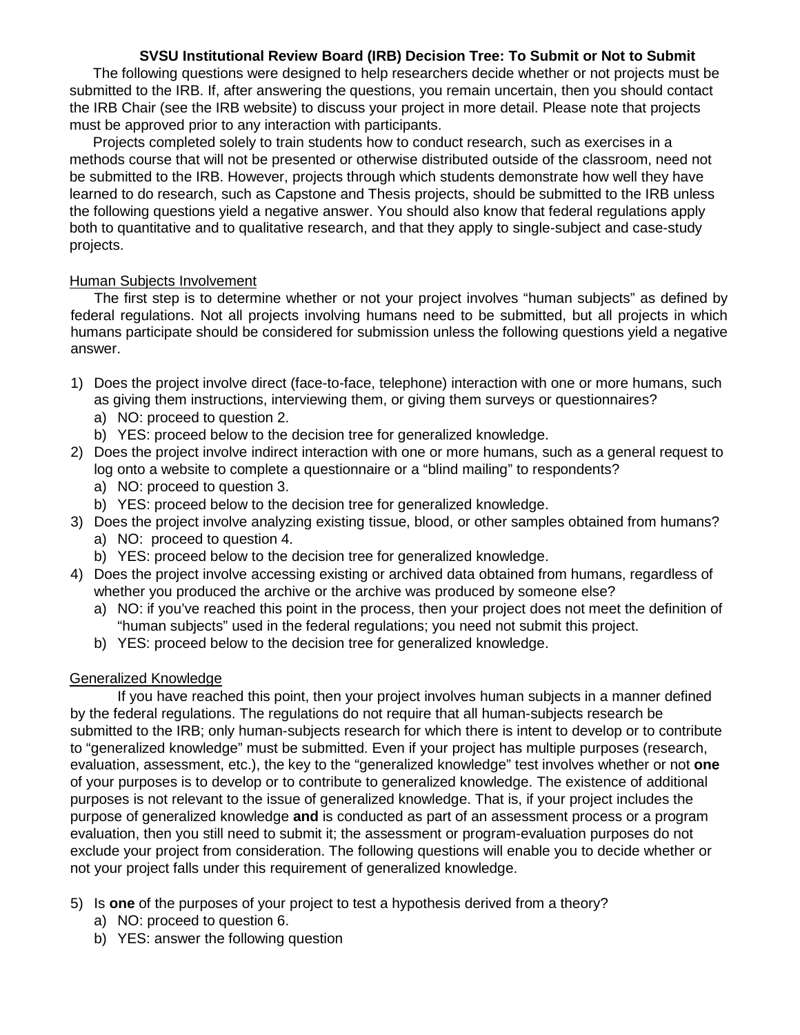# SVSU Institutional Review Board (IRB) Decision Tree: To Submit or Not to Submit

The following questions were designed to help researchers decide whether or not projects must be submitted to the IRB. If, after answering the questions, you remain uncertain, then you should contact the IRB Chair (see the IRB website) to discuss your project in more detail. Please note that projects must be approved prior to any interaction with participants.

Projects completed solely to train students how to conduct research, such as exercises in a methods course that will not be presented or otherwise distributed outside of the classroom, need not be submitted to the IRB. However, projects through which students demonstrate how well they have learned to do research, such as Capstone and Thesis projects, should be submitted to the IRB unless the following questions yield a negative answer. You should also know that federal regulations apply both to quantitative and to qualitative research, and that they apply to single-subject and case-study projects.

## Human Subjects Involvement

The first step is to determine whether or not your project involves "human subjects" as defined by federal regulations. Not all projects involving humans need to be submitted, but all projects in which humans participate should be considered for submission unless the following questions yield a negative answer.

1) Does the project involve direct (face-to-face, telephone) interaction with one or more humans, such as giving them instructions, interviewing them, or giving them surveys or questionnaires?
   a) NO: proceed to question 2.
   b) YES: proceed below to the decision tree for generalized knowledge.
2) Does the project involve indirect interaction with one or more humans, such as a general request to log onto a website to complete a questionnaire or a "blind mailing" to respondents?
   a) NO: proceed to question 3.
   b) YES: proceed below to the decision tree for generalized knowledge.
3) Does the project involve analyzing existing tissue, blood, or other samples obtained from humans?
   a) NO: proceed to question 4.
   b) YES: proceed below to the decision tree for generalized knowledge.
4) Does the project involve accessing existing or archived data obtained from humans, regardless of whether you produced the archive or the archive was produced by someone else?
   a) NO: if you've reached this point in the process, then your project does not meet the definition of "human subjects" used in the federal regulations; you need not submit this project.
   b) YES: proceed below to the decision tree for generalized knowledge.

## Generalized Knowledge

If you have reached this point, then your project involves human subjects in a manner defined by the federal regulations. The regulations do not require that all human-subjects research be submitted to the IRB; only human-subjects research for which there is intent to develop or to contribute to "generalized knowledge" must be submitted. Even if your project has multiple purposes (research, evaluation, assessment, etc.), the key to the "generalized knowledge" test involves whether or not **one** of your purposes is to develop or to contribute to generalized knowledge. The existence of additional purposes is not relevant to the issue of generalized knowledge. That is, if your project includes the purpose of generalized knowledge **and** is conducted as part of an assessment process or a program evaluation, then you still need to submit it; the assessment or program-evaluation purposes do not exclude your project from consideration. The following questions will enable you to decide whether or not your project falls under this requirement of generalized knowledge.

5) Is **one** of the purposes of your project to test a hypothesis derived from a theory?
   a) NO: proceed to question 6.
   b) YES: answer the following question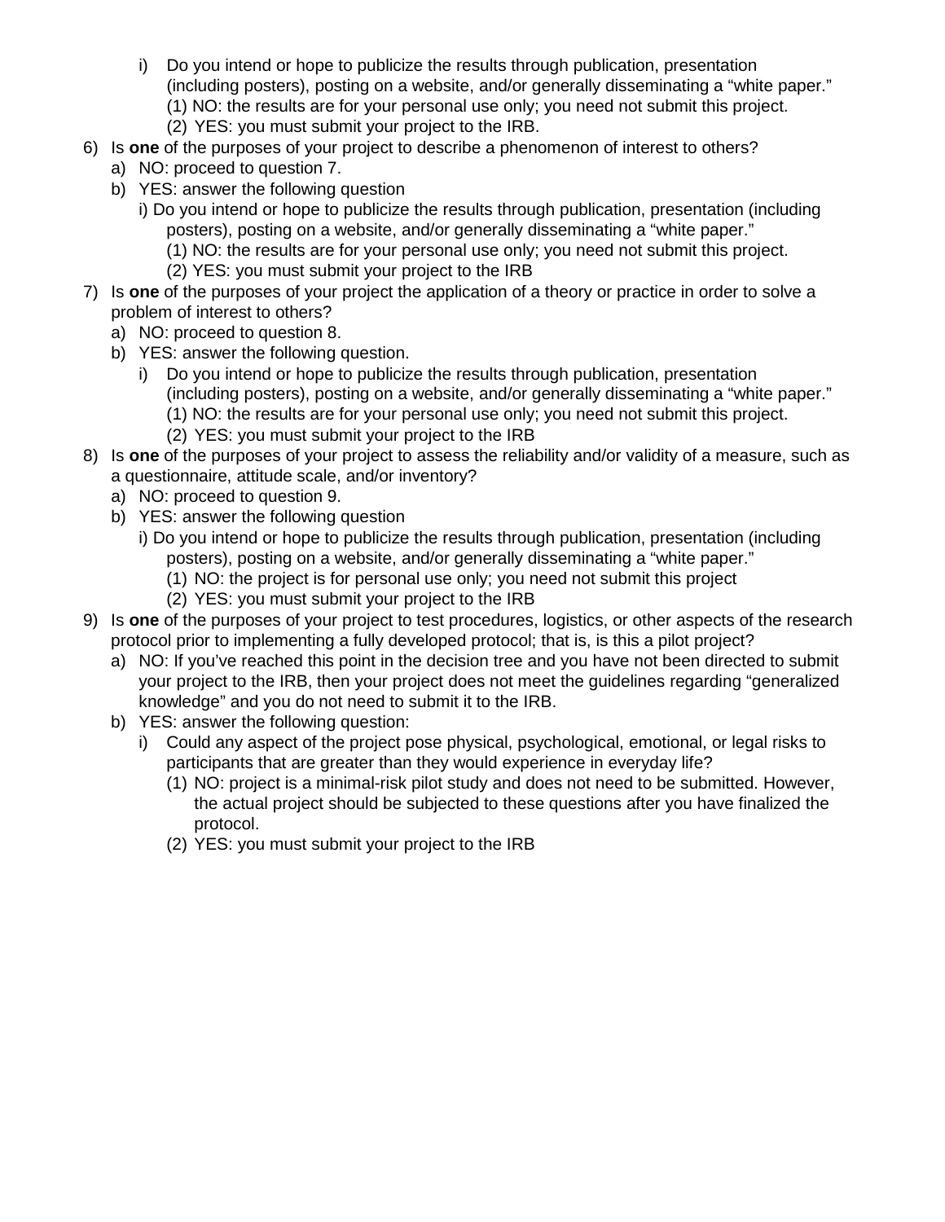i) Do you intend or hope to publicize the results through publication, presentation (including posters), posting on a website, and/or generally disseminating a "white paper."
      (1) NO: the results are for your personal use only; you need not submit this project.
      (2) YES: you must submit your project to the IRB.

6) Is **one** of the purposes of your project to describe a phenomenon of interest to others?
   a) NO: proceed to question 7.
   b) YES: answer the following question
      i) Do you intend or hope to publicize the results through publication, presentation (including posters), posting on a website, and/or generally disseminating a "white paper."
         (1) NO: the results are for your personal use only; you need not submit this project.
         (2) YES: you must submit your project to the IRB

7) Is **one** of the purposes of your project the application of a theory or practice in order to solve a problem of interest to others?
   a) NO: proceed to question 8.
   b) YES: answer the following question.
      i) Do you intend or hope to publicize the results through publication, presentation (including posters), posting on a website, and/or generally disseminating a "white paper."
         (1) NO: the results are for your personal use only; you need not submit this project.
         (2) YES: you must submit your project to the IRB

8) Is **one** of the purposes of your project to assess the reliability and/or validity of a measure, such as a questionnaire, attitude scale, and/or inventory?
   a) NO: proceed to question 9.
   b) YES: answer the following question
      i) Do you intend or hope to publicize the results through publication, presentation (including posters), posting on a website, and/or generally disseminating a "white paper."
         (1) NO: the project is for personal use only; you need not submit this project
         (2) YES: you must submit your project to the IRB

9) Is **one** of the purposes of your project to test procedures, logistics, or other aspects of the research protocol prior to implementing a fully developed protocol; that is, is this a pilot project?
   a) NO: If you've reached this point in the decision tree and you have not been directed to submit your project to the IRB, then your project does not meet the guidelines regarding "generalized knowledge" and you do not need to submit it to the IRB.
   b) YES: answer the following question:
      i) Could any aspect of the project pose physical, psychological, emotional, or legal risks to participants that are greater than they would experience in everyday life?
         (1) NO: project is a minimal-risk pilot study and does not need to be submitted. However, the actual project should be subjected to these questions after you have finalized the protocol.
         (2) YES: you must submit your project to the IRB